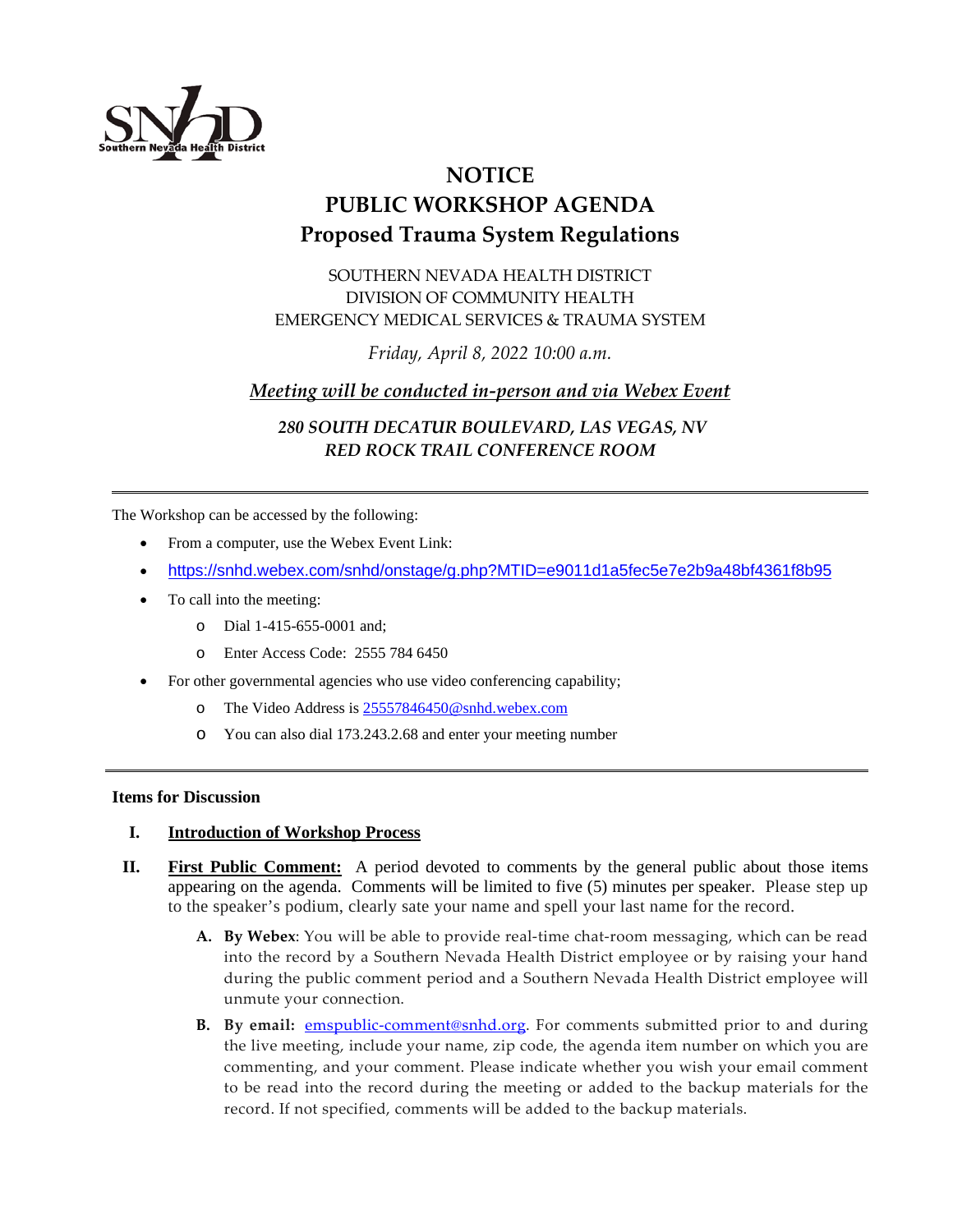Southern Nevada Health District

# NOTICE
# PUBLIC WORKSHOP AGENDA
# Proposed Trauma System Regulations

SOUTHERN NEVADA HEALTH DISTRICT
DIVISION OF COMMUNITY HEALTH
EMERGENCY MEDICAL SERVICES & TRAUMA SYSTEM

*Friday, April 8, 2022 10:00 a.m.*

***Meeting will be conducted in-person and via Webex Event***

***280 SOUTH DECATUR BOULEVARD, LAS VEGAS, NV***
***RED ROCK TRAIL CONFERENCE ROOM***

---

The Workshop can be accessed by the following:

- From a computer, use the Webex Event Link:
- https://snhd.webex.com/snhd/onstage/g.php?MTID=e9011d1a5fec5e7e2b9a48bf4361f8b95
- To call into the meeting:
  - Dial 1-415-655-0001 and;
  - Enter Access Code: 2555 784 6450
- For other governmental agencies who use video conferencing capability;
  - The Video Address is 25557846450@snhd.webex.com
  - You can also dial 173.243.2.68 and enter your meeting number

---

**Items for Discussion**

I. **Introduction of Workshop Process**

II. **First Public Comment:** A period devoted to comments by the general public about those items appearing on the agenda. Comments will be limited to five (5) minutes per speaker. Please step up to the speaker's podium, clearly sate your name and spell your last name for the record.

   A. **By Webex**: You will be able to provide real-time chat-room messaging, which can be read into the record by a Southern Nevada Health District employee or by raising your hand during the public comment period and a Southern Nevada Health District employee will unmute your connection.

   B. **By email:** emspublic-comment@snhd.org. For comments submitted prior to and during the live meeting, include your name, zip code, the agenda item number on which you are commenting, and your comment. Please indicate whether you wish your email comment to be read into the record during the meeting or added to the backup materials for the record. If not specified, comments will be added to the backup materials.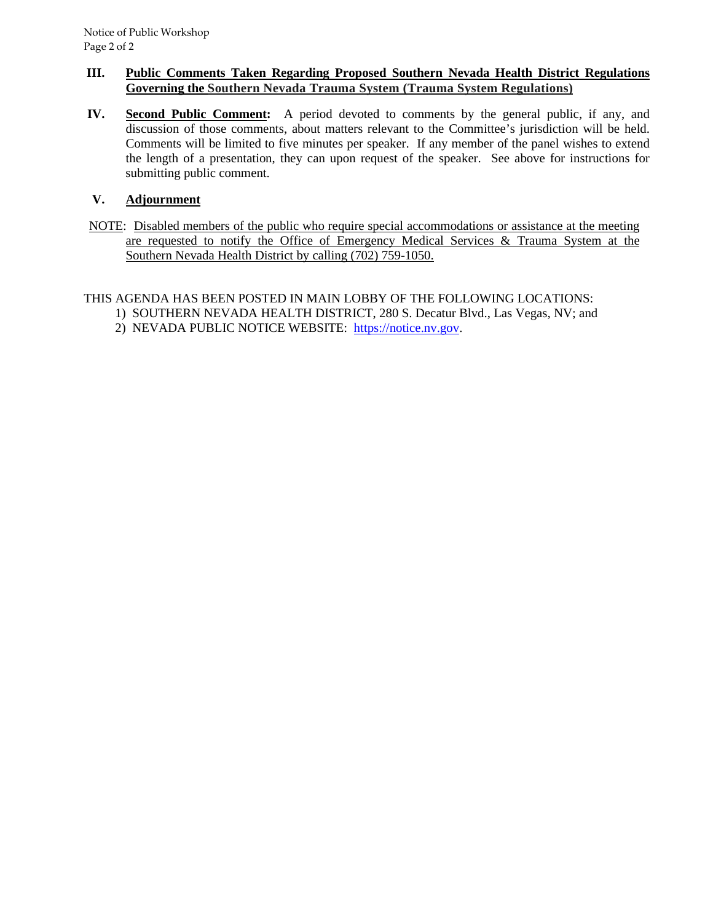**III. Public Comments Taken Regarding Proposed Southern Nevada Health District Regulations Governing the Southern Nevada Trauma System (Trauma System Regulations)**

**IV. Second Public Comment:** A period devoted to comments by the general public, if any, and discussion of those comments, about matters relevant to the Committee's jurisdiction will be held. Comments will be limited to five minutes per speaker. If any member of the panel wishes to extend the length of a presentation, they can upon request of the speaker. See above for instructions for submitting public comment.

**V. Adjournment**

NOTE: Disabled members of the public who require special accommodations or assistance at the meeting are requested to notify the Office of Emergency Medical Services & Trauma System at the Southern Nevada Health District by calling (702) 759-1050.

THIS AGENDA HAS BEEN POSTED IN MAIN LOBBY OF THE FOLLOWING LOCATIONS:

1) SOUTHERN NEVADA HEALTH DISTRICT, 280 S. Decatur Blvd., Las Vegas, NV; and
2) NEVADA PUBLIC NOTICE WEBSITE: https://notice.nv.gov.